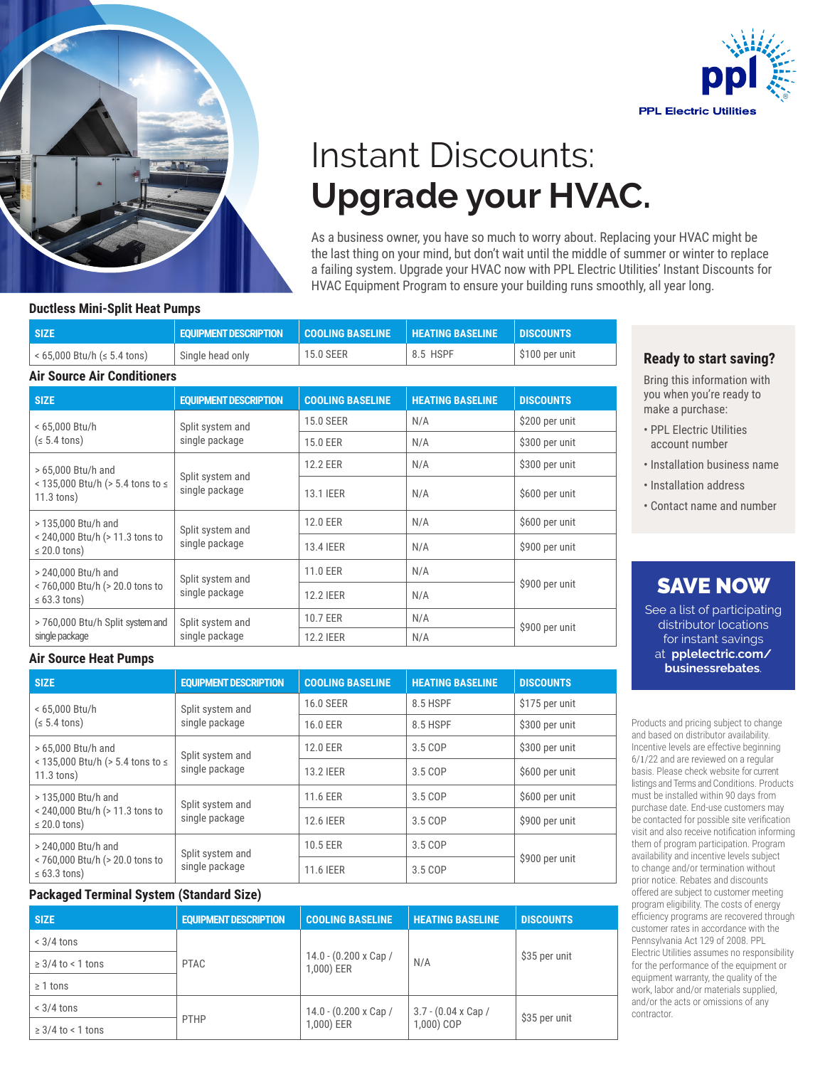PPL Electric Utilities

# Instant Discounts: **Upgrade your HVAC.**

As a business owner, you have so much to worry about. Replacing your HVAC might be the last thing on your mind, but don't wait until the middle of summer or winter to replace a failing system. Upgrade your HVAC now with PPL Electric Utilities' Instant Discounts for HVAC Equipment Program to ensure your building runs smoothly, all year long.

### Ductless Mini-Split Heat Pumps

| SIZE | EQUIPMENT DESCRIPTION | COOLING BASELINE | HEATING BASELINE | DISCOUNTS |
|---|---|---|---|---|
| < 65,000 Btu/h (≤ 5.4 tons) | Single head only | 15.0 SEER | 8.5 HSPF | $100 per unit |

### Air Source Air Conditioners

| SIZE | EQUIPMENT DESCRIPTION | COOLING BASELINE | HEATING BASELINE | DISCOUNTS |
|---|---|---|---|---|
| < 65,000 Btu/h (≤ 5.4 tons) | Split system and single package | 15.0 SEER | N/A | $200 per unit |
| | | 15.0 EER | N/A | $300 per unit |
| > 65,000 Btu/h and < 135,000 Btu/h (> 5.4 tons to ≤ 11.3 tons) | Split system and single package | 12.2 EER | N/A | $300 per unit |
| | | 13.1 IEER | N/A | $600 per unit |
| > 135,000 Btu/h and < 240,000 Btu/h (> 11.3 tons to ≤ 20.0 tons) | Split system and single package | 12.0 EER | N/A | $600 per unit |
| | | 13.4 IEER | N/A | $900 per unit |
| > 240,000 Btu/h and < 760,000 Btu/h (> 20.0 tons to ≤ 63.3 tons) | Split system and single package | 11.0 EER | N/A | $900 per unit |
| | | 12.2 IEER | N/A | |
| > 760,000 Btu/h Split system and single package | Split system and single package | 10.7 EER | N/A | $900 per unit |
| | | 12.2 IEER | N/A | |

### Air Source Heat Pumps

| SIZE | EQUIPMENT DESCRIPTION | COOLING BASELINE | HEATING BASELINE | DISCOUNTS |
|---|---|---|---|---|
| < 65,000 Btu/h (≤ 5.4 tons) | Split system and single package | 16.0 SEER | 8.5 HSPF | $175 per unit |
| | | 16.0 EER | 8.5 HSPF | $300 per unit |
| > 65,000 Btu/h and < 135,000 Btu/h (> 5.4 tons to ≤ 11.3 tons) | Split system and single package | 12.0 EER | 3.5 COP | $300 per unit |
| | | 13.2 IEER | 3.5 COP | $600 per unit |
| > 135,000 Btu/h and < 240,000 Btu/h (> 11.3 tons to ≤ 20.0 tons) | Split system and single package | 11.6 EER | 3.5 COP | $600 per unit |
| | | 12.6 IEER | 3.5 COP | $900 per unit |
| > 240,000 Btu/h and < 760,000 Btu/h (> 20.0 tons to ≤ 63.3 tons) | Split system and single package | 10.5 EER | 3.5 COP | $900 per unit |
| | | 11.6 IEER | 3.5 COP | |

### Packaged Terminal System (Standard Size)

| SIZE | EQUIPMENT DESCRIPTION | COOLING BASELINE | HEATING BASELINE | DISCOUNTS |
|---|---|---|---|---|
| < 3/4 tons | PTAC | 14.0 - (0.200 x Cap / 1,000) EER | N/A | $35 per unit |
| ≥ 3/4 to < 1 tons | | | | |
| ≥ 1 tons | | | | |
| < 3/4 tons | PTHP | 14.0 - (0.200 x Cap / 1,000) EER | 3.7 - (0.04 x Cap / 1,000) COP | $35 per unit |
| ≥ 3/4 to < 1 tons | | | | |

### Ready to start saving?

Bring this information with you when you're ready to make a purchase:

- PPL Electric Utilities account number
- Installation business name
- Installation address
- Contact name and number

## SAVE NOW

See a list of participating distributor locations for instant savings at **pplelectric.com/businessrebates**.

Products and pricing subject to change and based on distributor availability. Incentive levels are effective beginning 6/1/22 and are reviewed on a regular basis. Please check website for current listings and Terms and Conditions. Products must be installed within 90 days from purchase date. End-use customers may be contacted for possible site verification visit and also receive notification informing them of program participation. Program availability and incentive levels subject to change and/or termination without prior notice. Rebates and discounts offered are subject to customer meeting program eligibility. The costs of energy efficiency programs are recovered through customer rates in accordance with the Pennsylvania Act 129 of 2008. PPL Electric Utilities assumes no responsibility for the performance of the equipment or equipment warranty, the quality of the work, labor and/or materials supplied, and/or the acts or omissions of any contractor.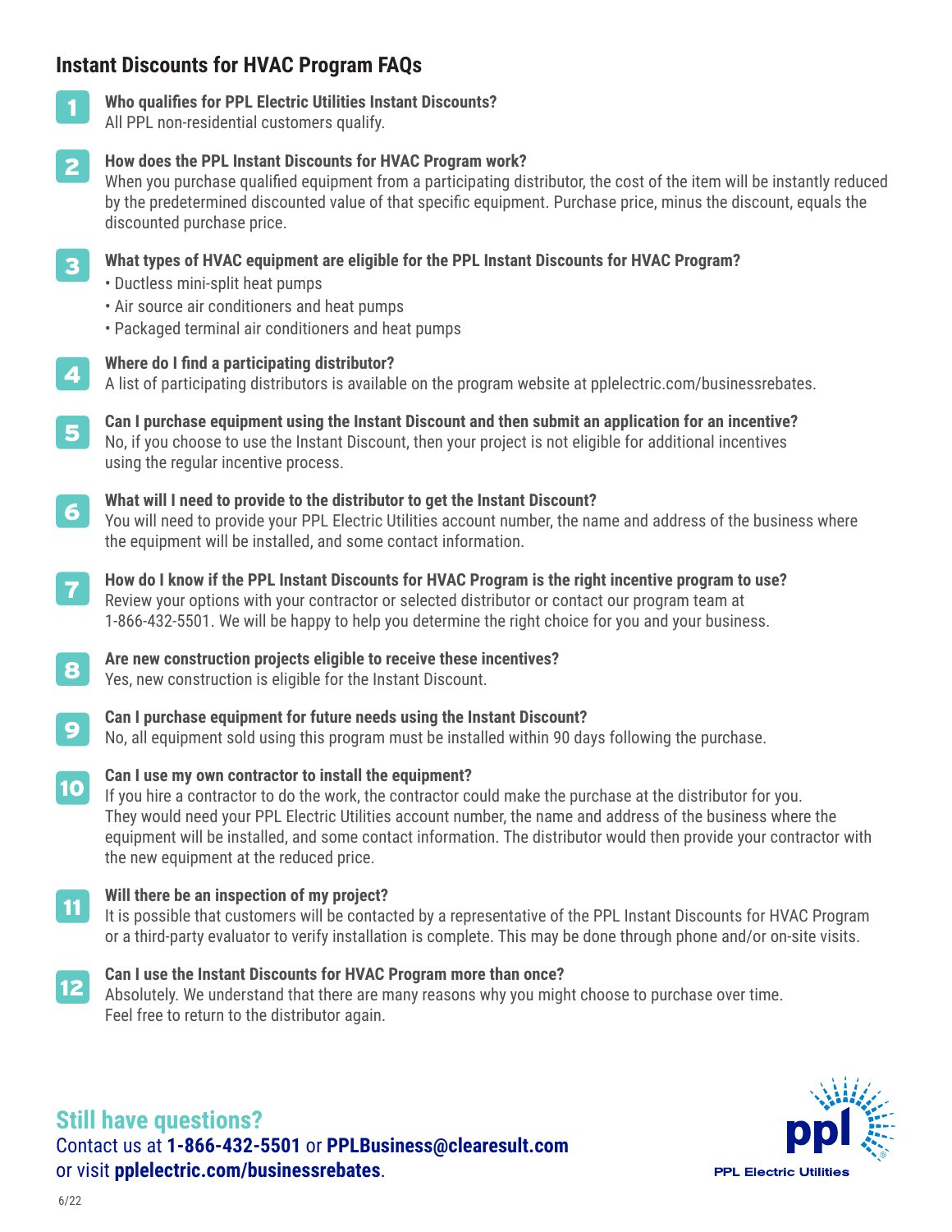## Instant Discounts for HVAC Program FAQs

1. **Who qualifies for PPL Electric Utilities Instant Discounts?**
   All PPL non-residential customers qualify.

2. **How does the PPL Instant Discounts for HVAC Program work?**
   When you purchase qualified equipment from a participating distributor, the cost of the item will be instantly reduced by the predetermined discounted value of that specific equipment. Purchase price, minus the discount, equals the discounted purchase price.

3. **What types of HVAC equipment are eligible for the PPL Instant Discounts for HVAC Program?**
   - Ductless mini-split heat pumps
   - Air source air conditioners and heat pumps
   - Packaged terminal air conditioners and heat pumps

4. **Where do I find a participating distributor?**
   A list of participating distributors is available on the program website at pplelectric.com/businessrebates.

5. **Can I purchase equipment using the Instant Discount and then submit an application for an incentive?**
   No, if you choose to use the Instant Discount, then your project is not eligible for additional incentives using the regular incentive process.

6. **What will I need to provide to the distributor to get the Instant Discount?**
   You will need to provide your PPL Electric Utilities account number, the name and address of the business where the equipment will be installed, and some contact information.

7. **How do I know if the PPL Instant Discounts for HVAC Program is the right incentive program to use?**
   Review your options with your contractor or selected distributor or contact our program team at 1-866-432-5501. We will be happy to help you determine the right choice for you and your business.

8. **Are new construction projects eligible to receive these incentives?**
   Yes, new construction is eligible for the Instant Discount.

9. **Can I purchase equipment for future needs using the Instant Discount?**
   No, all equipment sold using this program must be installed within 90 days following the purchase.

10. **Can I use my own contractor to install the equipment?**
    If you hire a contractor to do the work, the contractor could make the purchase at the distributor for you. They would need your PPL Electric Utilities account number, the name and address of the business where the equipment will be installed, and some contact information. The distributor would then provide your contractor with the new equipment at the reduced price.

11. **Will there be an inspection of my project?**
    It is possible that customers will be contacted by a representative of the PPL Instant Discounts for HVAC Program or a third-party evaluator to verify installation is complete. This may be done through phone and/or on-site visits.

12. **Can I use the Instant Discounts for HVAC Program more than once?**
    Absolutely. We understand that there are many reasons why you might choose to purchase over time. Feel free to return to the distributor again.

## Still have questions?

Contact us at **1-866-432-5501** or **PPLBusiness@clearesult.com** or visit **pplelectric.com/businessrebates**.

PPL Electric Utilities

6/22